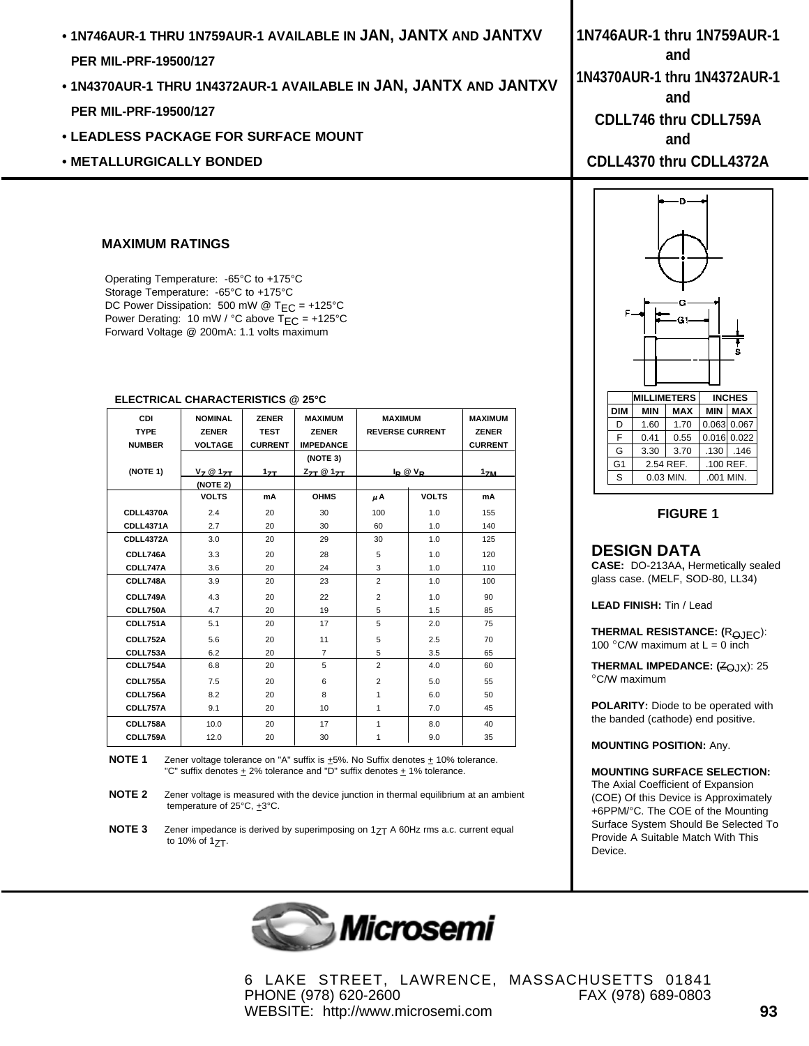- 1N746AUR-1 THRU 1N759AUR-1 AVAILABLE IN **JAN, JANTX** AND **JANTXV** PER MIL-PRF-19500/127
- 1N4370AUR-1 THRU 1N4372AUR-1 AVAILABLE IN **JAN, JANTX** AND **JANTXV** PER MIL-PRF-19500/127
- LEADLESS PACKAGE FOR SURFACE MOUNT
- METALLURGICALLY BONDED

# 1N746AUR-1 thru 1N759AUR-1 and 1N4370AUR-1 thru 1N4372AUR-1 and CDLL746 thru CDLL759A and CDLL4370 thru CDLL4372A

## MAXIMUM RATINGS

Operating Temperature: -65°C to +175°C
Storage Temperature: -65°C to +175°C
DC Power Dissipation: 500 mW @ $T_{EC}$ = +125°C
Power Derating: 10 mW / °C above $T_{EC}$ = +125°C
Forward Voltage @ 200mA: 1.1 volts maximum

## ELECTRICAL CHARACTERISTICS @ 25°C

| CDI TYPE NUMBER (NOTE 1) | NOMINAL ZENER VOLTAGE $V_Z$ @ $I_{ZT}$ (NOTE 2) | ZENER TEST CURRENT $I_{ZT}$ | MAXIMUM ZENER IMPEDANCE (NOTE 3) $Z_{ZT}$ @ $I_{ZT}$ | MAXIMUM REVERSE CURRENT $I_R$ @ $V_R$ | | MAXIMUM ZENER CURRENT $I_{ZM}$ |
|---|---|---|---|---|---|---|
| | VOLTS | mA | OHMS | μA | VOLTS | mA |
| CDLL4370A | 2.4 | 20 | 30 | 100 | 1.0 | 155 |
| CDLL4371A | 2.7 | 20 | 30 | 60 | 1.0 | 140 |
| CDLL4372A | 3.0 | 20 | 29 | 30 | 1.0 | 125 |
| CDLL746A | 3.3 | 20 | 28 | 5 | 1.0 | 120 |
| CDLL747A | 3.6 | 20 | 24 | 3 | 1.0 | 110 |
| CDLL748A | 3.9 | 20 | 23 | 2 | 1.0 | 100 |
| CDLL749A | 4.3 | 20 | 22 | 2 | 1.0 | 90 |
| CDLL750A | 4.7 | 20 | 19 | 5 | 1.5 | 85 |
| CDLL751A | 5.1 | 20 | 17 | 5 | 2.0 | 75 |
| CDLL752A | 5.6 | 20 | 11 | 5 | 2.5 | 70 |
| CDLL753A | 6.2 | 20 | 7 | 5 | 3.5 | 65 |
| CDLL754A | 6.8 | 20 | 5 | 2 | 4.0 | 60 |
| CDLL755A | 7.5 | 20 | 6 | 2 | 5.0 | 55 |
| CDLL756A | 8.2 | 20 | 8 | 1 | 6.0 | 50 |
| CDLL757A | 9.1 | 20 | 10 | 1 | 7.0 | 45 |
| CDLL758A | 10.0 | 20 | 17 | 1 | 8.0 | 40 |
| CDLL759A | 12.0 | 20 | 30 | 1 | 9.0 | 35 |

**NOTE 1** Zener voltage tolerance on "A" suffix is ±5%. No Suffix denotes ± 10% tolerance. "C" suffix denotes ± 2% tolerance and "D" suffix denotes ± 1% tolerance.

**NOTE 2** Zener voltage is measured with the device junction in thermal equilibrium at an ambient temperature of 25°C, ±3°C.

**NOTE 3** Zener impedance is derived by superimposing on $I_{ZT}$ A 60Hz rms a.c. current equal to 10% of $I_{ZT}$.

| DIM | MILLIMETERS MIN | MILLIMETERS MAX | INCHES MIN | INCHES MAX |
|---|---|---|---|---|
| D | 1.60 | 1.70 | 0.063 | 0.067 |
| F | 0.41 | 0.55 | 0.016 | 0.022 |
| G | 3.30 | 3.70 | .130 | .146 |
| G1 | 2.54 REF. | | .100 REF. | |
| S | 0.03 MIN. | | .001 MIN. | |

FIGURE 1

## DESIGN DATA

**CASE:** DO-213AA**,** Hermetically sealed glass case. (MELF, SOD-80, LL34)

**LEAD FINISH:** Tin / Lead

**THERMAL RESISTANCE:** ($R_{\Theta JEC}$): 100 °C/W maximum at L = 0 inch

**THERMAL IMPEDANCE:** ($Z_{\Theta JX}$): 25 °C/W maximum

**POLARITY:** Diode to be operated with the banded (cathode) end positive.

**MOUNTING POSITION:** Any.

**MOUNTING SURFACE SELECTION:** The Axial Coefficient of Expansion (COE) Of this Device is Approximately +6PPM/°C. The COE of the Mounting Surface System Should Be Selected To Provide A Suitable Match With This Device.

Microsemi

6 LAKE STREET, LAWRENCE, MASSACHUSETTS 01841
PHONE (978) 620-2600 FAX (978) 689-0803
WEBSITE: http://www.microsemi.com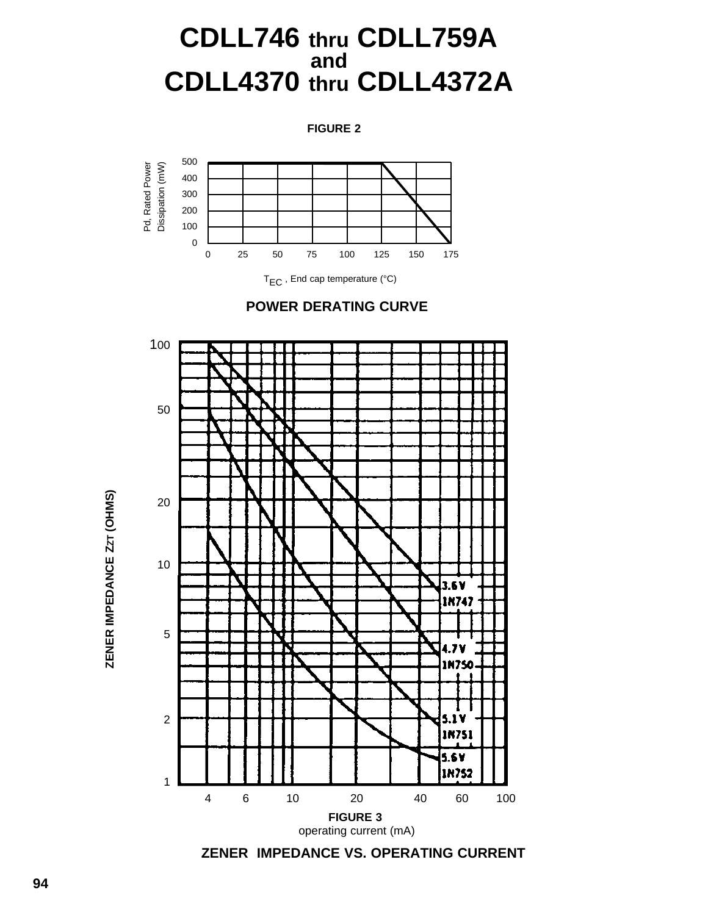# CDLL746 thru CDLL759A and CDLL4370 thru CDLL4372A

**FIGURE 2**

Pd, Rated Power Dissipation (mW)

$T_{EC}$ , End cap temperature (°C)

**POWER DERATING CURVE**

ZENER IMPEDANCE $Z_{ZT}$ (OHMS)

3.6 V 1N747

4.7 V 1N750

5.1 V 1N751

5.6 V 1N752

**FIGURE 3**

operating current (mA)

**ZENER IMPEDANCE VS. OPERATING CURRENT**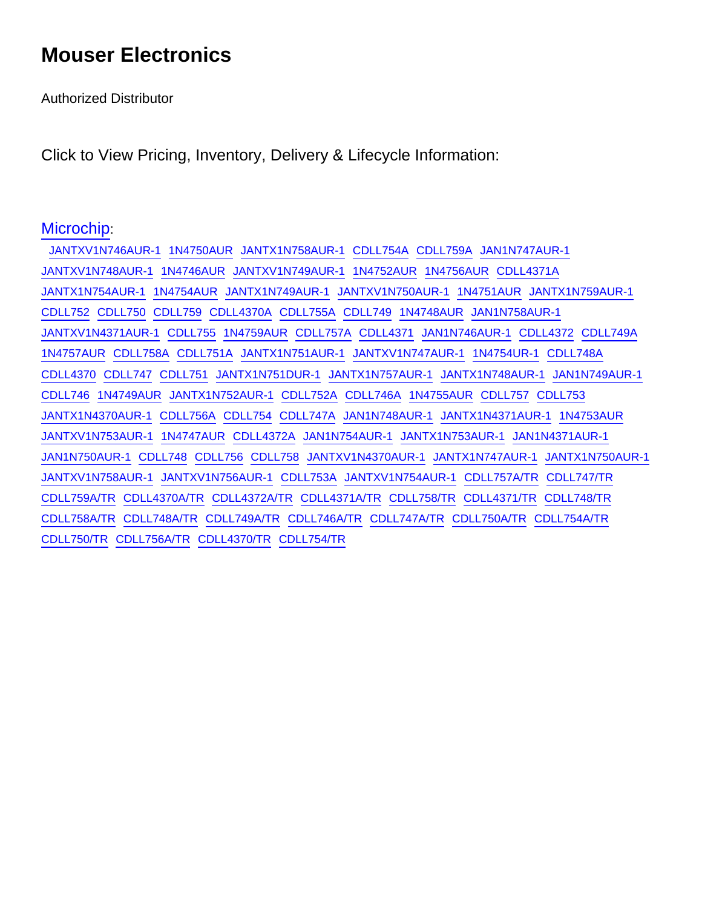# Mouser Electronics

Authorized Distributor

Click to View Pricing, Inventory, Delivery & Lifecycle Information:

Microchip:

JANTXV1N746AUR-1 1N4750AUR JANTX1N758AUR-1 CDLL754A CDLL759A JAN1N747AUR-1 JANTXV1N748AUR-1 1N4746AUR JANTXV1N749AUR-1 1N4752AUR 1N4756AUR CDLL4371A JANTX1N754AUR-1 1N4754AUR JANTX1N749AUR-1 JANTXV1N750AUR-1 1N4751AUR JANTX1N759AUR-1 CDLL752 CDLL750 CDLL759 CDLL4370A CDLL755A CDLL749 1N4748AUR JAN1N758AUR-1 JANTXV1N4371AUR-1 CDLL755 1N4759AUR CDLL757A CDLL4371 JAN1N746AUR-1 CDLL4372 CDLL749A 1N4757AUR CDLL758A CDLL751A JANTX1N751AUR-1 JANTXV1N747AUR-1 1N4754UR-1 CDLL748A CDLL4370 CDLL747 CDLL751 JANTX1N751DUR-1 JANTX1N757AUR-1 JANTX1N748AUR-1 JAN1N749AUR-1 CDLL746 1N4749AUR JANTX1N752AUR-1 CDLL752A CDLL746A 1N4755AUR CDLL757 CDLL753 JANTX1N4370AUR-1 CDLL756A CDLL754 CDLL747A JAN1N748AUR-1 JANTX1N4371AUR-1 1N4753AUR JANTXV1N753AUR-1 1N4747AUR CDLL4372A JAN1N754AUR-1 JANTX1N753AUR-1 JAN1N4371AUR-1 JAN1N750AUR-1 CDLL748 CDLL756 CDLL758 JANTXV1N4370AUR-1 JANTX1N747AUR-1 JANTX1N750AUR-1 JANTXV1N758AUR-1 JANTXV1N756AUR-1 CDLL753A JANTXV1N754AUR-1 CDLL757A/TR CDLL747/TR CDLL759A/TR CDLL4370A/TR CDLL4372A/TR CDLL4371A/TR CDLL758/TR CDLL4371/TR CDLL748/TR CDLL758A/TR CDLL748A/TR CDLL749A/TR CDLL746A/TR CDLL747A/TR CDLL750A/TR CDLL754A/TR CDLL750/TR CDLL756A/TR CDLL4370/TR CDLL754/TR